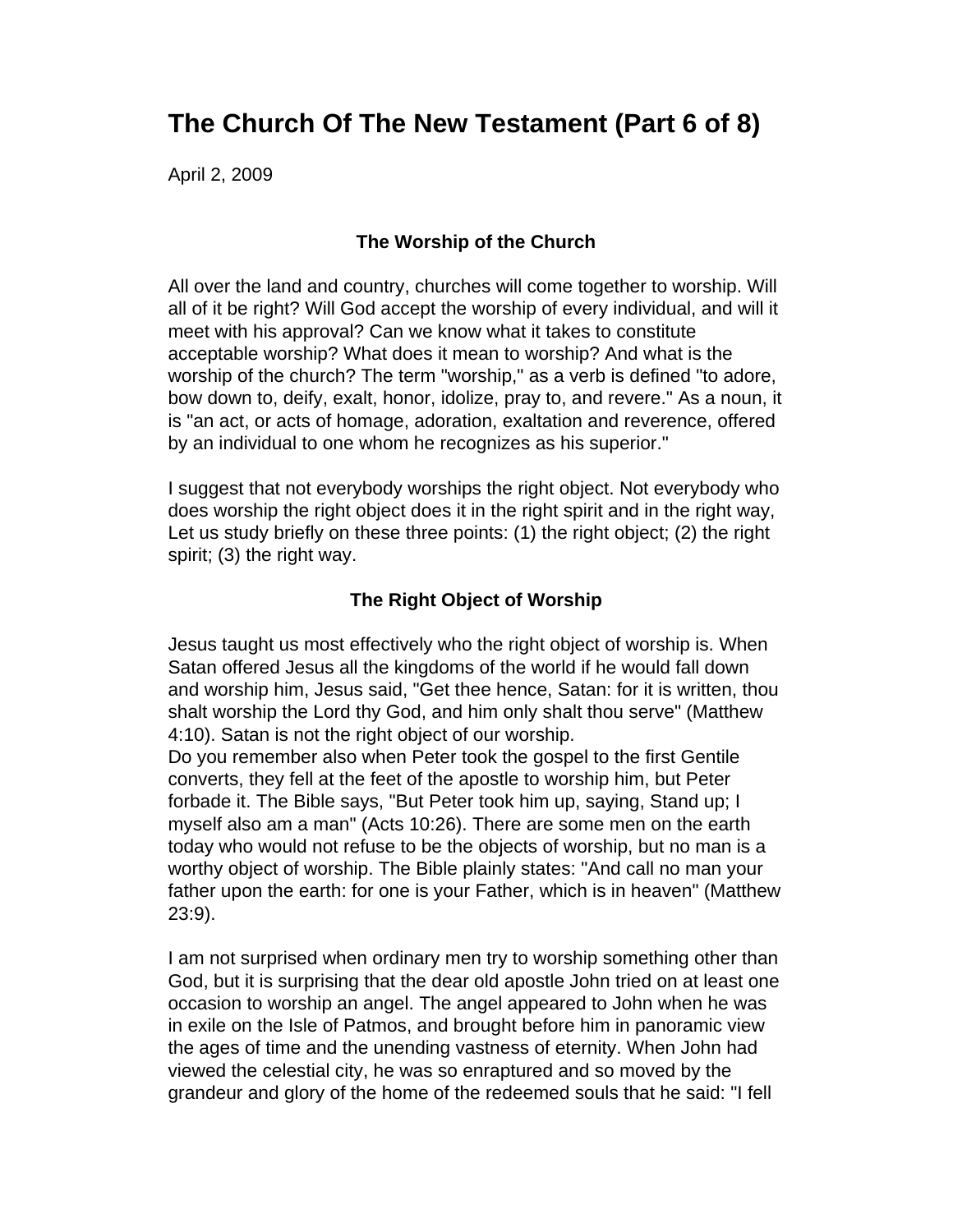# The Church Of The New Testament (Part 6 of 8)

April 2, 2009

### The Worship of the Church

All over the land and country, churches will come together to worship. Will all of it be right? Will God accept the worship of every individual, and will it meet with his approval? Can we know what it takes to constitute acceptable worship? What does it mean to worship? And what is the worship of the church? The term "worship," as a verb is defined "to adore, bow down to, deify, exalt, honor, idolize, pray to, and revere." As a noun, it is "an act, or acts of homage, adoration, exaltation and reverence, offered by an individual to one whom he recognizes as his superior."

I suggest that not everybody worships the right object. Not everybody who does worship the right object does it in the right spirit and in the right way, Let us study briefly on these three points: (1) the right object; (2) the right spirit; (3) the right way.

### The Right Object of Worship

Jesus taught us most effectively who the right object of worship is. When Satan offered Jesus all the kingdoms of the world if he would fall down and worship him, Jesus said, "Get thee hence, Satan: for it is written, thou shalt worship the Lord thy God, and him only shalt thou serve" (Matthew 4:10). Satan is not the right object of our worship.
Do you remember also when Peter took the gospel to the first Gentile converts, they fell at the feet of the apostle to worship him, but Peter forbade it. The Bible says, "But Peter took him up, saying, Stand up; I myself also am a man" (Acts 10:26). There are some men on the earth today who would not refuse to be the objects of worship, but no man is a worthy object of worship. The Bible plainly states: "And call no man your father upon the earth: for one is your Father, which is in heaven" (Matthew 23:9).

I am not surprised when ordinary men try to worship something other than God, but it is surprising that the dear old apostle John tried on at least one occasion to worship an angel. The angel appeared to John when he was in exile on the Isle of Patmos, and brought before him in panoramic view the ages of time and the unending vastness of eternity. When John had viewed the celestial city, he was so enraptured and so moved by the grandeur and glory of the home of the redeemed souls that he said: "I fell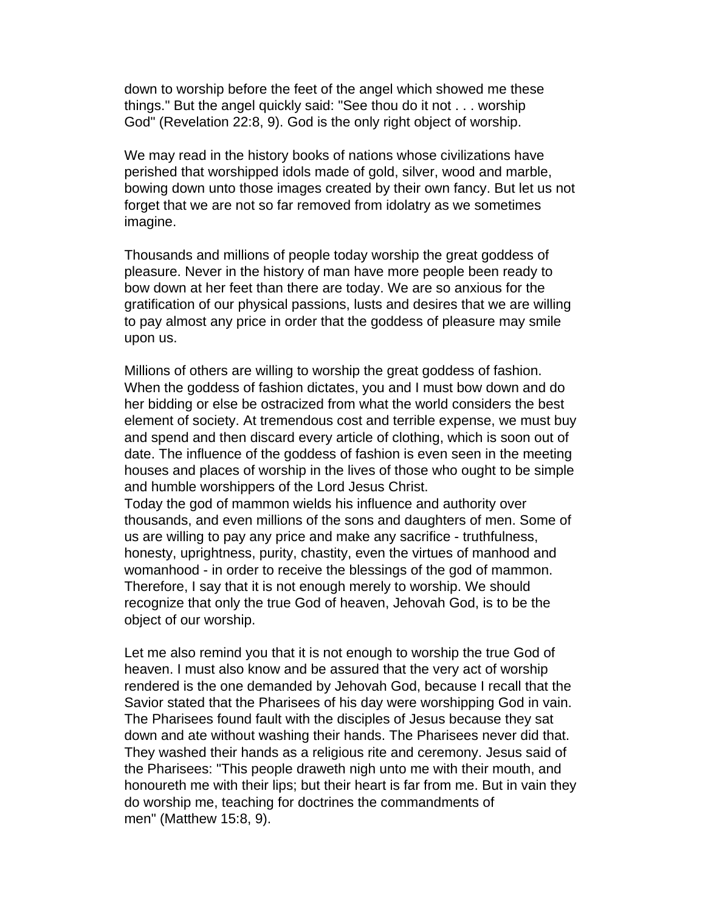down to worship before the feet of the angel which showed me these things." But the angel quickly said: "See thou do it not . . . worship God" (Revelation 22:8, 9). God is the only right object of worship.

We may read in the history books of nations whose civilizations have perished that worshipped idols made of gold, silver, wood and marble, bowing down unto those images created by their own fancy. But let us not forget that we are not so far removed from idolatry as we sometimes imagine.

Thousands and millions of people today worship the great goddess of pleasure. Never in the history of man have more people been ready to bow down at her feet than there are today. We are so anxious for the gratification of our physical passions, lusts and desires that we are willing to pay almost any price in order that the goddess of pleasure may smile upon us.

Millions of others are willing to worship the great goddess of fashion. When the goddess of fashion dictates, you and I must bow down and do her bidding or else be ostracized from what the world considers the best element of society. At tremendous cost and terrible expense, we must buy and spend and then discard every article of clothing, which is soon out of date. The influence of the goddess of fashion is even seen in the meeting houses and places of worship in the lives of those who ought to be simple and humble worshippers of the Lord Jesus Christ.
Today the god of mammon wields his influence and authority over thousands, and even millions of the sons and daughters of men. Some of us are willing to pay any price and make any sacrifice - truthfulness, honesty, uprightness, purity, chastity, even the virtues of manhood and womanhood - in order to receive the blessings of the god of mammon. Therefore, I say that it is not enough merely to worship. We should recognize that only the true God of heaven, Jehovah God, is to be the object of our worship.

Let me also remind you that it is not enough to worship the true God of heaven. I must also know and be assured that the very act of worship rendered is the one demanded by Jehovah God, because I recall that the Savior stated that the Pharisees of his day were worshipping God in vain. The Pharisees found fault with the disciples of Jesus because they sat down and ate without washing their hands. The Pharisees never did that. They washed their hands as a religious rite and ceremony. Jesus said of the Pharisees: "This people draweth nigh unto me with their mouth, and honoureth me with their lips; but their heart is far from me. But in vain they do worship me, teaching for doctrines the commandments of men" (Matthew 15:8, 9).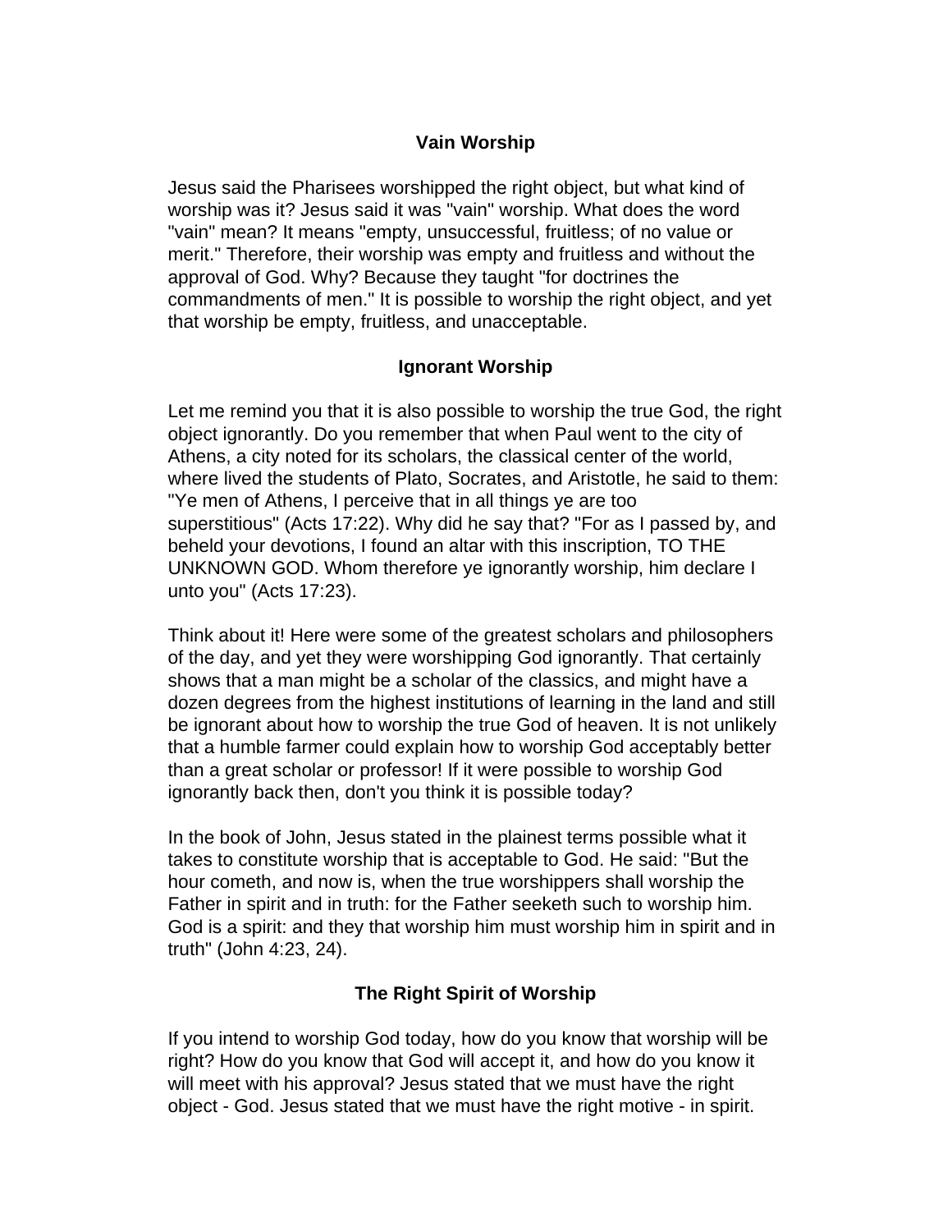## Vain Worship

Jesus said the Pharisees worshipped the right object, but what kind of worship was it? Jesus said it was "vain" worship. What does the word "vain" mean? It means "empty, unsuccessful, fruitless; of no value or merit." Therefore, their worship was empty and fruitless and without the approval of God. Why? Because they taught "for doctrines the commandments of men." It is possible to worship the right object, and yet that worship be empty, fruitless, and unacceptable.

## Ignorant Worship

Let me remind you that it is also possible to worship the true God, the right object ignorantly. Do you remember that when Paul went to the city of Athens, a city noted for its scholars, the classical center of the world, where lived the students of Plato, Socrates, and Aristotle, he said to them: "Ye men of Athens, I perceive that in all things ye are too superstitious" (Acts 17:22). Why did he say that? "For as I passed by, and beheld your devotions, I found an altar with this inscription, TO THE UNKNOWN GOD. Whom therefore ye ignorantly worship, him declare I unto you" (Acts 17:23).

Think about it! Here were some of the greatest scholars and philosophers of the day, and yet they were worshipping God ignorantly. That certainly shows that a man might be a scholar of the classics, and might have a dozen degrees from the highest institutions of learning in the land and still be ignorant about how to worship the true God of heaven. It is not unlikely that a humble farmer could explain how to worship God acceptably better than a great scholar or professor! If it were possible to worship God ignorantly back then, don't you think it is possible today?

In the book of John, Jesus stated in the plainest terms possible what it takes to constitute worship that is acceptable to God. He said: "But the hour cometh, and now is, when the true worshippers shall worship the Father in spirit and in truth: for the Father seeketh such to worship him. God is a spirit: and they that worship him must worship him in spirit and in truth" (John 4:23, 24).

## The Right Spirit of Worship

If you intend to worship God today, how do you know that worship will be right? How do you know that God will accept it, and how do you know it will meet with his approval? Jesus stated that we must have the right object - God. Jesus stated that we must have the right motive - in spirit.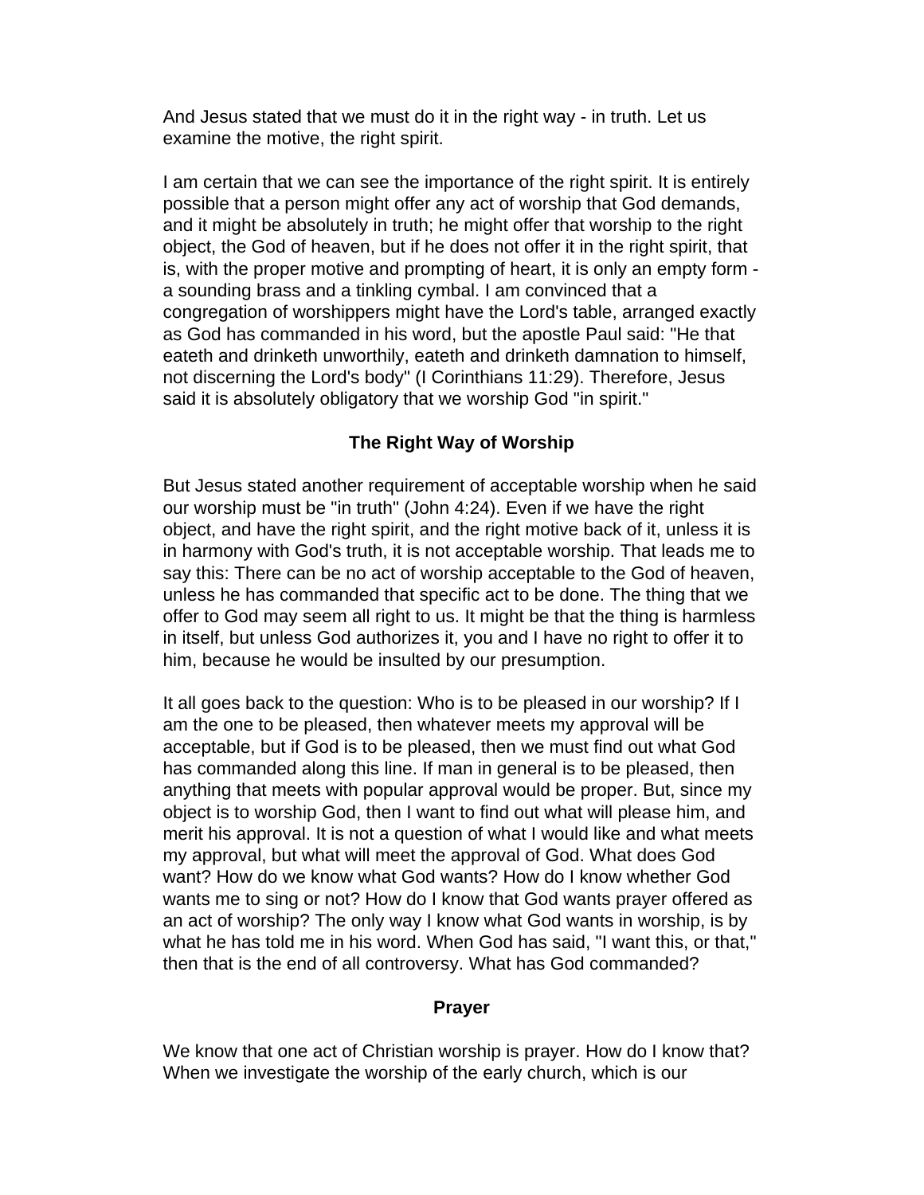And Jesus stated that we must do it in the right way - in truth. Let us examine the motive, the right spirit.

I am certain that we can see the importance of the right spirit. It is entirely possible that a person might offer any act of worship that God demands, and it might be absolutely in truth; he might offer that worship to the right object, the God of heaven, but if he does not offer it in the right spirit, that is, with the proper motive and prompting of heart, it is only an empty form - a sounding brass and a tinkling cymbal. I am convinced that a congregation of worshippers might have the Lord's table, arranged exactly as God has commanded in his word, but the apostle Paul said: "He that eateth and drinketh unworthily, eateth and drinketh damnation to himself, not discerning the Lord's body" (I Corinthians 11:29). Therefore, Jesus said it is absolutely obligatory that we worship God "in spirit."

### The Right Way of Worship

But Jesus stated another requirement of acceptable worship when he said our worship must be "in truth" (John 4:24). Even if we have the right object, and have the right spirit, and the right motive back of it, unless it is in harmony with God's truth, it is not acceptable worship. That leads me to say this: There can be no act of worship acceptable to the God of heaven, unless he has commanded that specific act to be done. The thing that we offer to God may seem all right to us. It might be that the thing is harmless in itself, but unless God authorizes it, you and I have no right to offer it to him, because he would be insulted by our presumption.

It all goes back to the question: Who is to be pleased in our worship? If I am the one to be pleased, then whatever meets my approval will be acceptable, but if God is to be pleased, then we must find out what God has commanded along this line. If man in general is to be pleased, then anything that meets with popular approval would be proper. But, since my object is to worship God, then I want to find out what will please him, and merit his approval. It is not a question of what I would like and what meets my approval, but what will meet the approval of God. What does God want? How do we know what God wants? How do I know whether God wants me to sing or not? How do I know that God wants prayer offered as an act of worship? The only way I know what God wants in worship, is by what he has told me in his word. When God has said, "I want this, or that," then that is the end of all controversy. What has God commanded?

### Prayer

We know that one act of Christian worship is prayer. How do I know that? When we investigate the worship of the early church, which is our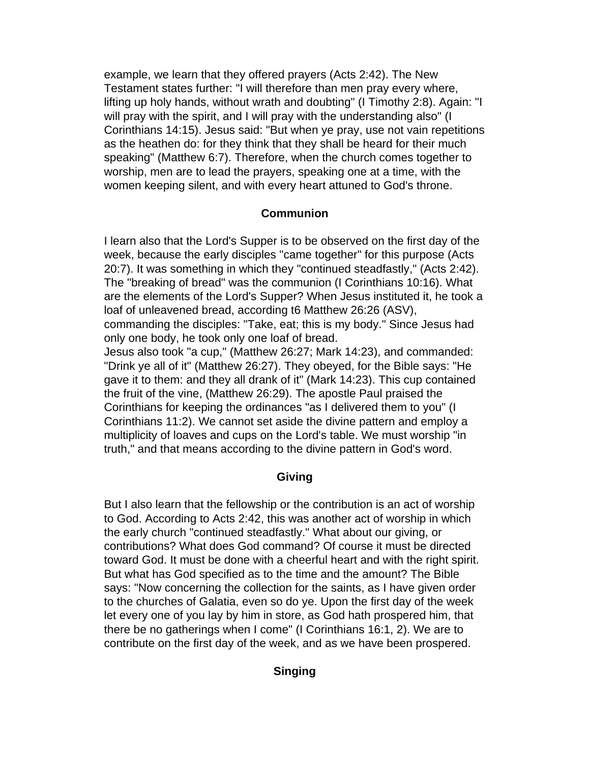example, we learn that they offered prayers (Acts 2:42). The New Testament states further: "I will therefore than men pray every where, lifting up holy hands, without wrath and doubting" (I Timothy 2:8). Again: "I will pray with the spirit, and I will pray with the understanding also" (I Corinthians 14:15). Jesus said: "But when ye pray, use not vain repetitions as the heathen do: for they think that they shall be heard for their much speaking" (Matthew 6:7). Therefore, when the church comes together to worship, men are to lead the prayers, speaking one at a time, with the women keeping silent, and with every heart attuned to God's throne.

## Communion

I learn also that the Lord's Supper is to be observed on the first day of the week, because the early disciples "came together" for this purpose (Acts 20:7). It was something in which they "continued steadfastly," (Acts 2:42). The "breaking of bread" was the communion (I Corinthians 10:16). What are the elements of the Lord's Supper? When Jesus instituted it, he took a loaf of unleavened bread, according t6 Matthew 26:26 (ASV), commanding the disciples: "Take, eat; this is my body." Since Jesus had only one body, he took only one loaf of bread.
Jesus also took "a cup," (Matthew 26:27; Mark 14:23), and commanded: "Drink ye all of it" (Matthew 26:27). They obeyed, for the Bible says: "He gave it to them: and they all drank of it" (Mark 14:23). This cup contained the fruit of the vine, (Matthew 26:29). The apostle Paul praised the Corinthians for keeping the ordinances "as I delivered them to you" (I Corinthians 11:2). We cannot set aside the divine pattern and employ a multiplicity of loaves and cups on the Lord's table. We must worship "in truth," and that means according to the divine pattern in God's word.

## Giving

But I also learn that the fellowship or the contribution is an act of worship to God. According to Acts 2:42, this was another act of worship in which the early church "continued steadfastly." What about our giving, or contributions? What does God command? Of course it must be directed toward God. It must be done with a cheerful heart and with the right spirit. But what has God specified as to the time and the amount? The Bible says: "Now concerning the collection for the saints, as I have given order to the churches of Galatia, even so do ye. Upon the first day of the week let every one of you lay by him in store, as God hath prospered him, that there be no gatherings when I come" (I Corinthians 16:1, 2). We are to contribute on the first day of the week, and as we have been prospered.

## Singing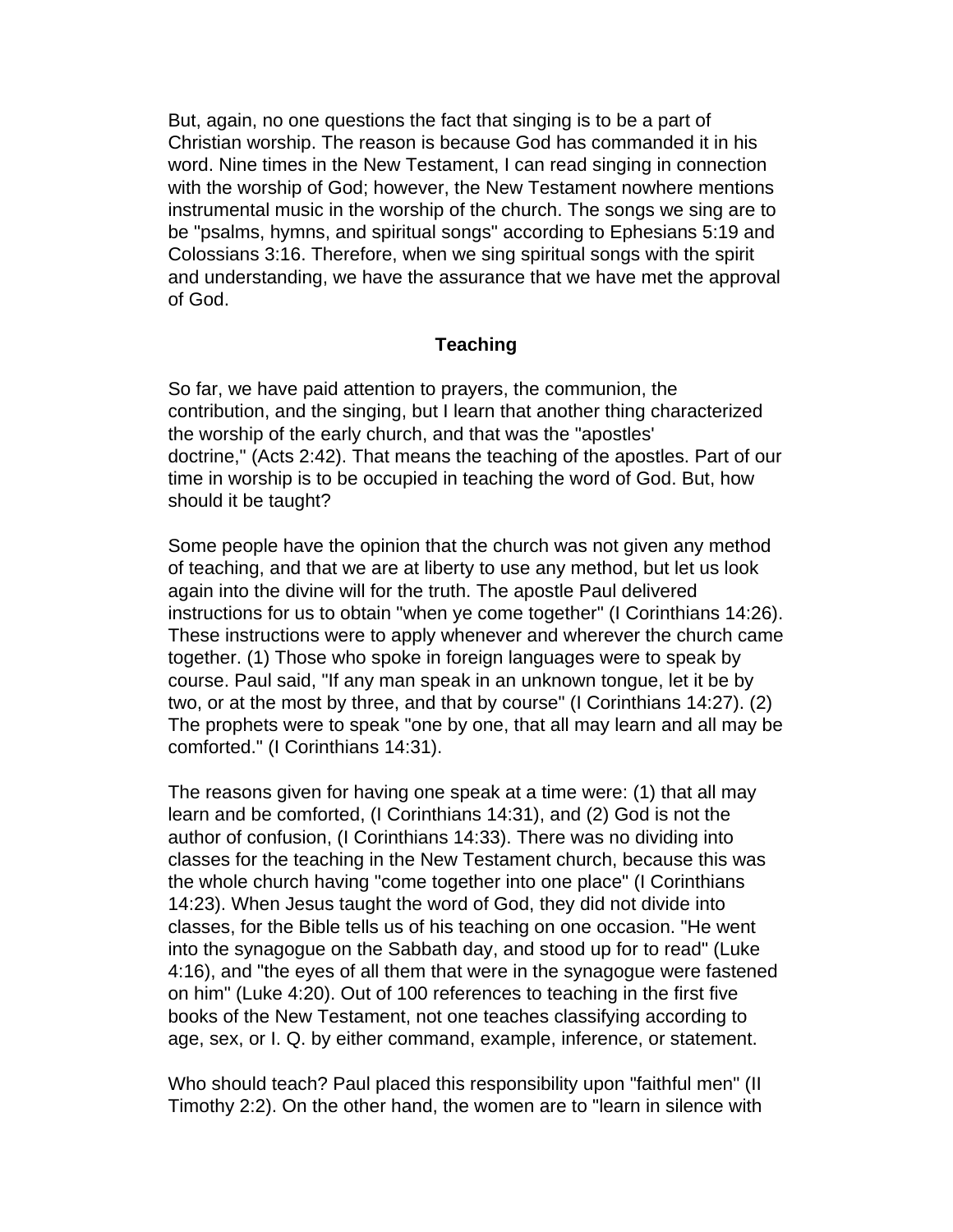But, again, no one questions the fact that singing is to be a part of Christian worship. The reason is because God has commanded it in his word. Nine times in the New Testament, I can read singing in connection with the worship of God; however, the New Testament nowhere mentions instrumental music in the worship of the church. The songs we sing are to be "psalms, hymns, and spiritual songs" according to Ephesians 5:19 and Colossians 3:16. Therefore, when we sing spiritual songs with the spirit and understanding, we have the assurance that we have met the approval of God.

## Teaching

So far, we have paid attention to prayers, the communion, the contribution, and the singing, but I learn that another thing characterized the worship of the early church, and that was the "apostles' doctrine," (Acts 2:42). That means the teaching of the apostles. Part of our time in worship is to be occupied in teaching the word of God. But, how should it be taught?

Some people have the opinion that the church was not given any method of teaching, and that we are at liberty to use any method, but let us look again into the divine will for the truth. The apostle Paul delivered instructions for us to obtain "when ye come together" (I Corinthians 14:26). These instructions were to apply whenever and wherever the church came together. (1) Those who spoke in foreign languages were to speak by course. Paul said, "If any man speak in an unknown tongue, let it be by two, or at the most by three, and that by course" (I Corinthians 14:27). (2) The prophets were to speak "one by one, that all may learn and all may be comforted." (I Corinthians 14:31).

The reasons given for having one speak at a time were: (1) that all may learn and be comforted, (I Corinthians 14:31), and (2) God is not the author of confusion, (I Corinthians 14:33). There was no dividing into classes for the teaching in the New Testament church, because this was the whole church having "come together into one place" (I Corinthians 14:23). When Jesus taught the word of God, they did not divide into classes, for the Bible tells us of his teaching on one occasion. "He went into the synagogue on the Sabbath day, and stood up for to read" (Luke 4:16), and "the eyes of all them that were in the synagogue were fastened on him" (Luke 4:20). Out of 100 references to teaching in the first five books of the New Testament, not one teaches classifying according to age, sex, or I. Q. by either command, example, inference, or statement.

Who should teach? Paul placed this responsibility upon "faithful men" (II Timothy 2:2). On the other hand, the women are to "learn in silence with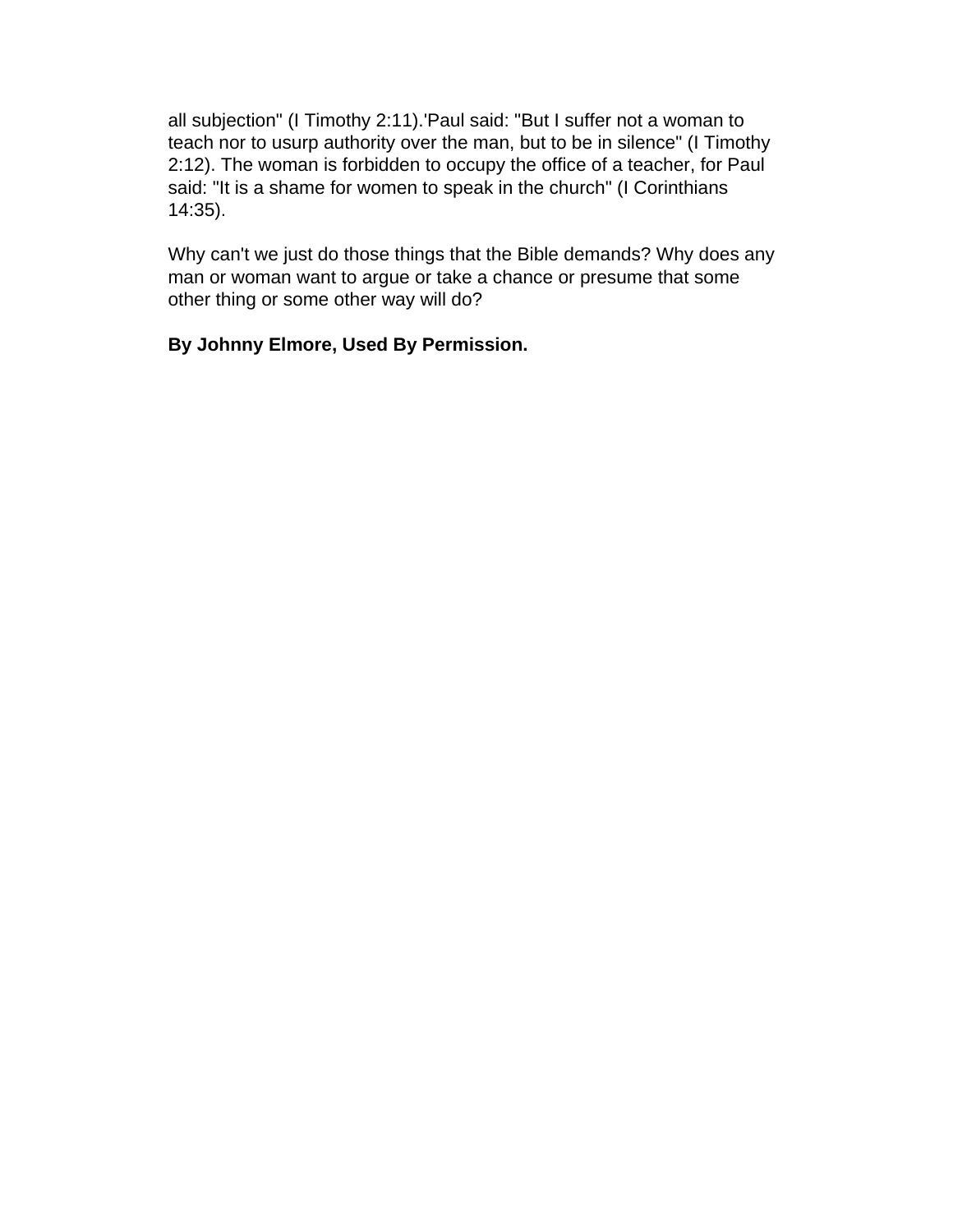all subjection" (I Timothy 2:11).'Paul said: "But I suffer not a woman to teach nor to usurp authority over the man, but to be in silence" (I Timothy 2:12). The woman is forbidden to occupy the office of a teacher, for Paul said: "It is a shame for women to speak in the church" (I Corinthians 14:35).

Why can't we just do those things that the Bible demands? Why does any man or woman want to argue or take a chance or presume that some other thing or some other way will do?

**By Johnny Elmore, Used By Permission.**